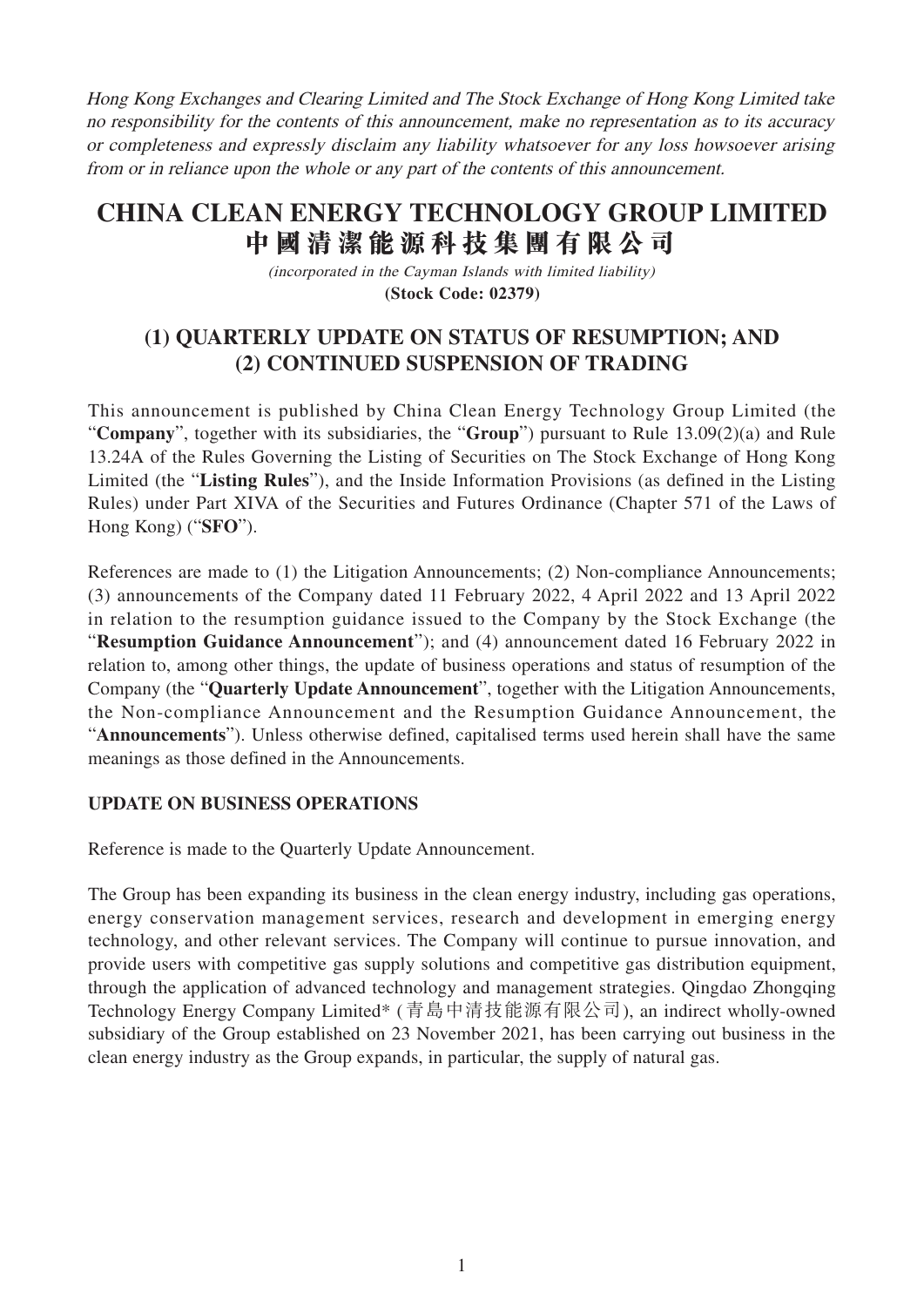*Hong Kong Exchanges and Clearing Limited and The Stock Exchange of Hong Kong Limited take no responsibility for the contents of this announcement, make no representation as to its accuracy or completeness and expressly disclaim any liability whatsoever for any loss howsoever arising from or in reliance upon the whole or any part of the contents of this announcement.*

# CHINA CLEAN ENERGY TECHNOLOGY GROUP LIMITED
# 中國清潔能源科技集團有限公司

*(incorporated in the Cayman Islands with limited liability)*
**(Stock Code: 02379)**

## (1) QUARTERLY UPDATE ON STATUS OF RESUMPTION; AND (2) CONTINUED SUSPENSION OF TRADING

This announcement is published by China Clean Energy Technology Group Limited (the "**Company**", together with its subsidiaries, the "**Group**") pursuant to Rule 13.09(2)(a) and Rule 13.24A of the Rules Governing the Listing of Securities on The Stock Exchange of Hong Kong Limited (the "**Listing Rules**"), and the Inside Information Provisions (as defined in the Listing Rules) under Part XIVA of the Securities and Futures Ordinance (Chapter 571 of the Laws of Hong Kong) ("**SFO**").

References are made to (1) the Litigation Announcements; (2) Non-compliance Announcements; (3) announcements of the Company dated 11 February 2022, 4 April 2022 and 13 April 2022 in relation to the resumption guidance issued to the Company by the Stock Exchange (the "**Resumption Guidance Announcement**"); and (4) announcement dated 16 February 2022 in relation to, among other things, the update of business operations and status of resumption of the Company (the "**Quarterly Update Announcement**", together with the Litigation Announcements, the Non-compliance Announcement and the Resumption Guidance Announcement, the "**Announcements**"). Unless otherwise defined, capitalised terms used herein shall have the same meanings as those defined in the Announcements.

**UPDATE ON BUSINESS OPERATIONS**

Reference is made to the Quarterly Update Announcement.

The Group has been expanding its business in the clean energy industry, including gas operations, energy conservation management services, research and development in emerging energy technology, and other relevant services. The Company will continue to pursue innovation, and provide users with competitive gas supply solutions and competitive gas distribution equipment, through the application of advanced technology and management strategies. Qingdao Zhongqing Technology Energy Company Limited* (青島中清技能源有限公司), an indirect wholly-owned subsidiary of the Group established on 23 November 2021, has been carrying out business in the clean energy industry as the Group expands, in particular, the supply of natural gas.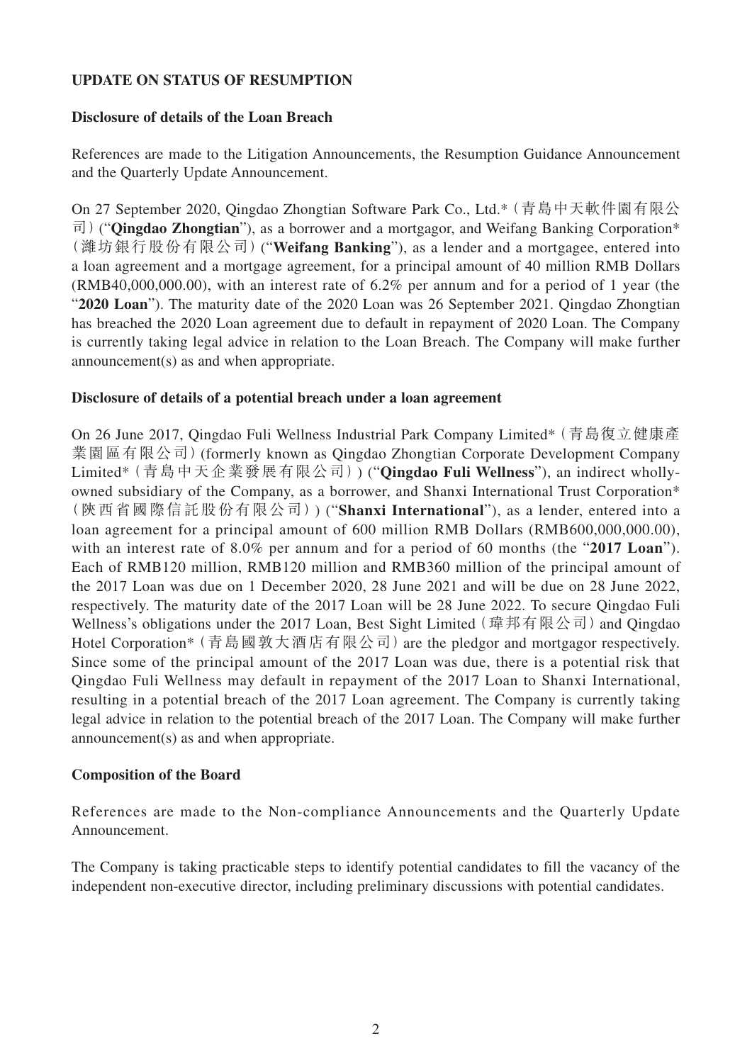**UPDATE ON STATUS OF RESUMPTION**

**Disclosure of details of the Loan Breach**

References are made to the Litigation Announcements, the Resumption Guidance Announcement and the Quarterly Update Announcement.

On 27 September 2020, Qingdao Zhongtian Software Park Co., Ltd.*（青島中天軟件園有限公司）(“**Qingdao Zhongtian**”), as a borrower and a mortgagor, and Weifang Banking Corporation*（濰坊銀行股份有限公司）(“**Weifang Banking**”), as a lender and a mortgagee, entered into a loan agreement and a mortgage agreement, for a principal amount of 40 million RMB Dollars (RMB40,000,000.00), with an interest rate of 6.2% per annum and for a period of 1 year (the “**2020 Loan**”). The maturity date of the 2020 Loan was 26 September 2021. Qingdao Zhongtian has breached the 2020 Loan agreement due to default in repayment of 2020 Loan. The Company is currently taking legal advice in relation to the Loan Breach. The Company will make further announcement(s) as and when appropriate.

**Disclosure of details of a potential breach under a loan agreement**

On 26 June 2017, Qingdao Fuli Wellness Industrial Park Company Limited*（青島復立健康產業園區有限公司）(formerly known as Qingdao Zhongtian Corporate Development Company Limited*（青島中天企業發展有限公司）) (“**Qingdao Fuli Wellness**”), an indirect wholly-owned subsidiary of the Company, as a borrower, and Shanxi International Trust Corporation*（陝西省國際信託股份有限公司）) (“**Shanxi International**”), as a lender, entered into a loan agreement for a principal amount of 600 million RMB Dollars (RMB600,000,000.00), with an interest rate of 8.0% per annum and for a period of 60 months (the “**2017 Loan**”). Each of RMB120 million, RMB120 million and RMB360 million of the principal amount of the 2017 Loan was due on 1 December 2020, 28 June 2021 and will be due on 28 June 2022, respectively. The maturity date of the 2017 Loan will be 28 June 2022. To secure Qingdao Fuli Wellness's obligations under the 2017 Loan, Best Sight Limited（瑋邦有限公司）and Qingdao Hotel Corporation*（青島國敦大酒店有限公司）are the pledgor and mortgagor respectively. Since some of the principal amount of the 2017 Loan was due, there is a potential risk that Qingdao Fuli Wellness may default in repayment of the 2017 Loan to Shanxi International, resulting in a potential breach of the 2017 Loan agreement. The Company is currently taking legal advice in relation to the potential breach of the 2017 Loan. The Company will make further announcement(s) as and when appropriate.

**Composition of the Board**

References are made to the Non-compliance Announcements and the Quarterly Update Announcement.

The Company is taking practicable steps to identify potential candidates to fill the vacancy of the independent non-executive director, including preliminary discussions with potential candidates.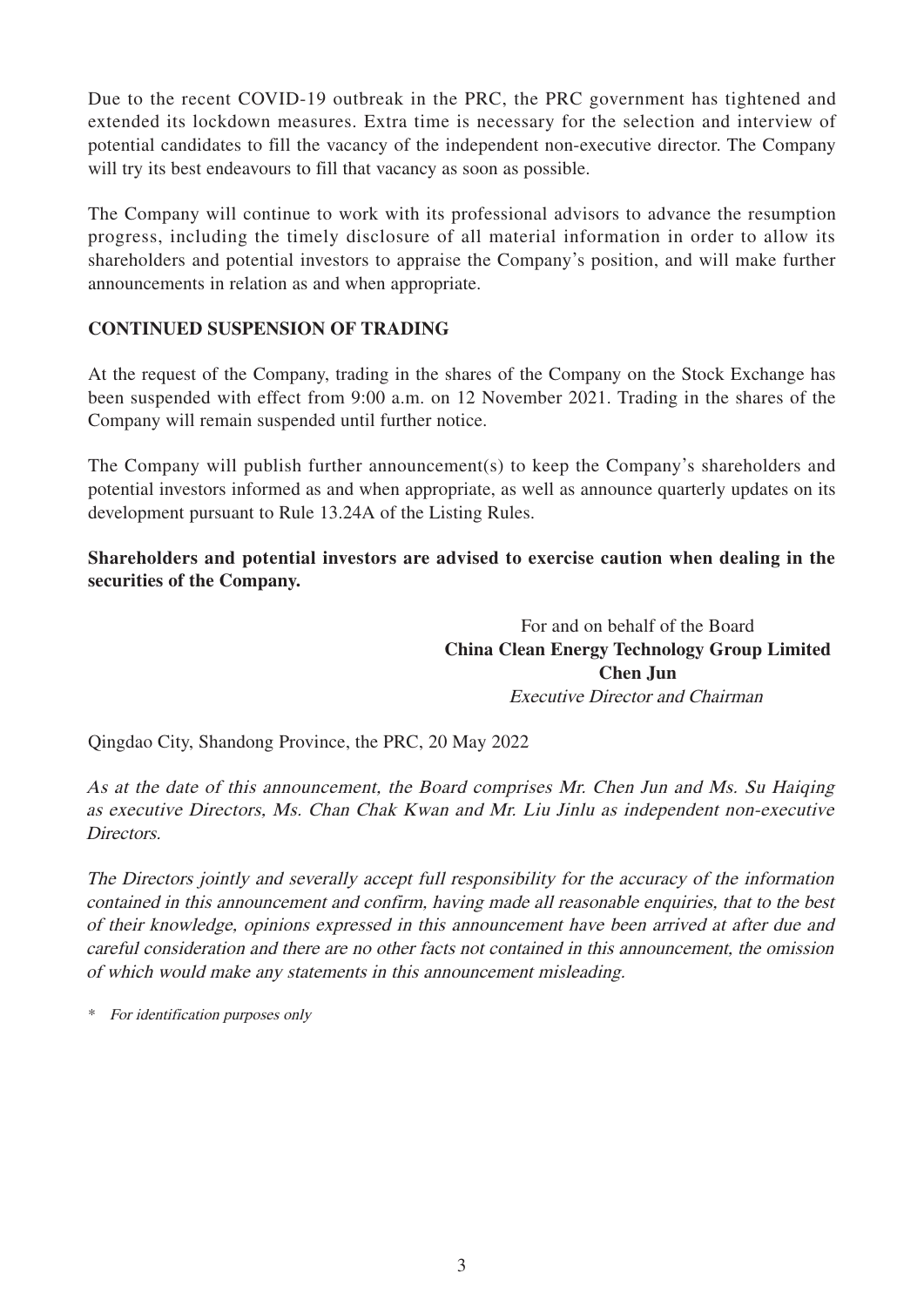Due to the recent COVID-19 outbreak in the PRC, the PRC government has tightened and extended its lockdown measures. Extra time is necessary for the selection and interview of potential candidates to fill the vacancy of the independent non-executive director. The Company will try its best endeavours to fill that vacancy as soon as possible.

The Company will continue to work with its professional advisors to advance the resumption progress, including the timely disclosure of all material information in order to allow its shareholders and potential investors to appraise the Company's position, and will make further announcements in relation as and when appropriate.

**CONTINUED SUSPENSION OF TRADING**

At the request of the Company, trading in the shares of the Company on the Stock Exchange has been suspended with effect from 9:00 a.m. on 12 November 2021. Trading in the shares of the Company will remain suspended until further notice.

The Company will publish further announcement(s) to keep the Company's shareholders and potential investors informed as and when appropriate, as well as announce quarterly updates on its development pursuant to Rule 13.24A of the Listing Rules.

**Shareholders and potential investors are advised to exercise caution when dealing in the securities of the Company.**

For and on behalf of the Board
**China Clean Energy Technology Group Limited**
**Chen Jun**
*Executive Director and Chairman*

Qingdao City, Shandong Province, the PRC, 20 May 2022

*As at the date of this announcement, the Board comprises Mr. Chen Jun and Ms. Su Haiqing as executive Directors, Ms. Chan Chak Kwan and Mr. Liu Jinlu as independent non-executive Directors.*

*The Directors jointly and severally accept full responsibility for the accuracy of the information contained in this announcement and confirm, having made all reasonable enquiries, that to the best of their knowledge, opinions expressed in this announcement have been arrived at after due and careful consideration and there are no other facts not contained in this announcement, the omission of which would make any statements in this announcement misleading.*

\* *For identification purposes only*